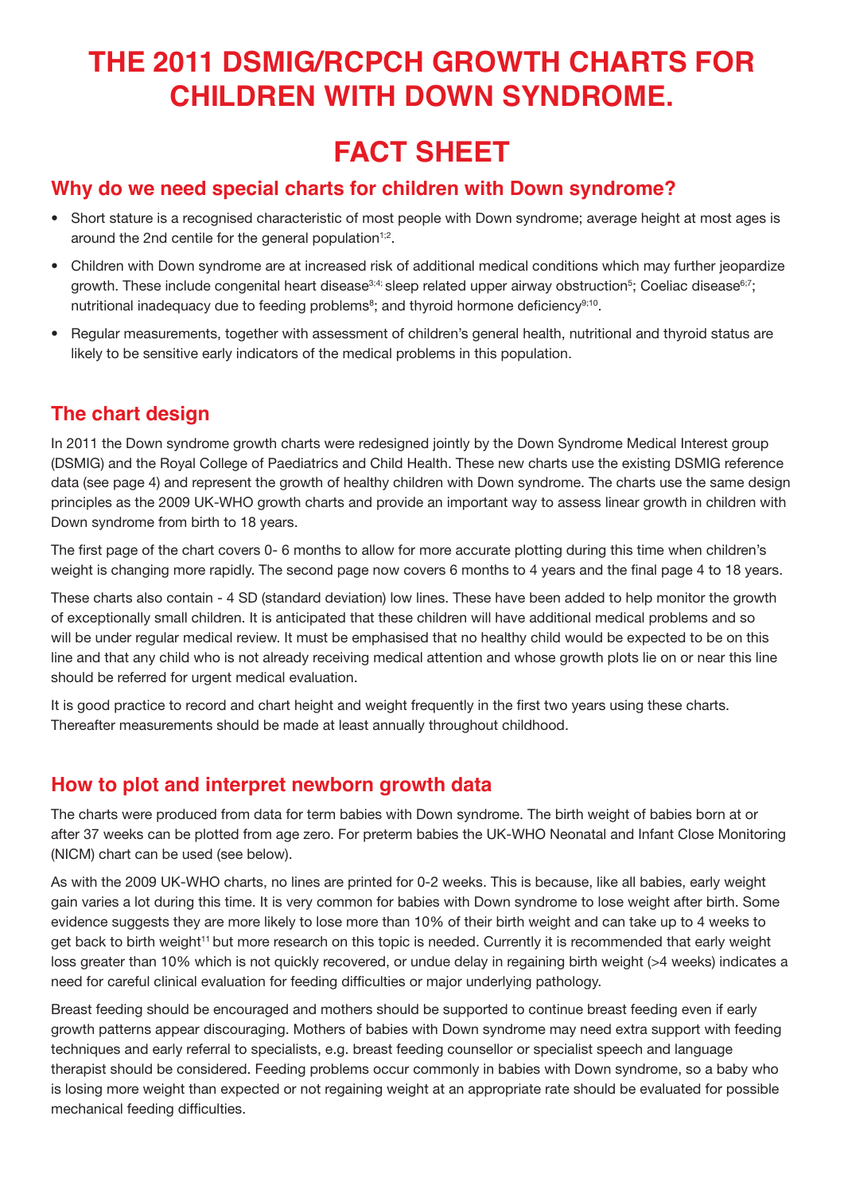# THE 2011 DSMIG/RCPCH GROWTH CHARTS FOR CHILDREN WITH DOWN SYNDROME.

# FACT SHEET

## Why do we need special charts for children with Down syndrome?

- Short stature is a recognised characteristic of most people with Down syndrome; average height at most ages is around the 2nd centile for the general population[1;2].
- Children with Down syndrome are at increased risk of additional medical conditions which may further jeopardize growth. These include congenital heart disease[3;4;] sleep related upper airway obstruction[5]; Coeliac disease[6;7]; nutritional inadequacy due to feeding problems[8]; and thyroid hormone deficiency[9;10].
- Regular measurements, together with assessment of children's general health, nutritional and thyroid status are likely to be sensitive early indicators of the medical problems in this population.

## The chart design

In 2011 the Down syndrome growth charts were redesigned jointly by the Down Syndrome Medical Interest group (DSMIG) and the Royal College of Paediatrics and Child Health. These new charts use the existing DSMIG reference data (see page 4) and represent the growth of healthy children with Down syndrome. The charts use the same design principles as the 2009 UK-WHO growth charts and provide an important way to assess linear growth in children with Down syndrome from birth to 18 years.

The first page of the chart covers 0- 6 months to allow for more accurate plotting during this time when children's weight is changing more rapidly. The second page now covers 6 months to 4 years and the final page 4 to 18 years.

These charts also contain - 4 SD (standard deviation) low lines. These have been added to help monitor the growth of exceptionally small children. It is anticipated that these children will have additional medical problems and so will be under regular medical review. It must be emphasised that no healthy child would be expected to be on this line and that any child who is not already receiving medical attention and whose growth plots lie on or near this line should be referred for urgent medical evaluation.

It is good practice to record and chart height and weight frequently in the first two years using these charts. Thereafter measurements should be made at least annually throughout childhood.

## How to plot and interpret newborn growth data

The charts were produced from data for term babies with Down syndrome. The birth weight of babies born at or after 37 weeks can be plotted from age zero. For preterm babies the UK-WHO Neonatal and Infant Close Monitoring (NICM) chart can be used (see below).

As with the 2009 UK-WHO charts, no lines are printed for 0-2 weeks. This is because, like all babies, early weight gain varies a lot during this time. It is very common for babies with Down syndrome to lose weight after birth. Some evidence suggests they are more likely to lose more than 10% of their birth weight and can take up to 4 weeks to get back to birth weight[11] but more research on this topic is needed. Currently it is recommended that early weight loss greater than 10% which is not quickly recovered, or undue delay in regaining birth weight (>4 weeks) indicates a need for careful clinical evaluation for feeding difficulties or major underlying pathology.

Breast feeding should be encouraged and mothers should be supported to continue breast feeding even if early growth patterns appear discouraging. Mothers of babies with Down syndrome may need extra support with feeding techniques and early referral to specialists, e.g. breast feeding counsellor or specialist speech and language therapist should be considered. Feeding problems occur commonly in babies with Down syndrome, so a baby who is losing more weight than expected or not regaining weight at an appropriate rate should be evaluated for possible mechanical feeding difficulties.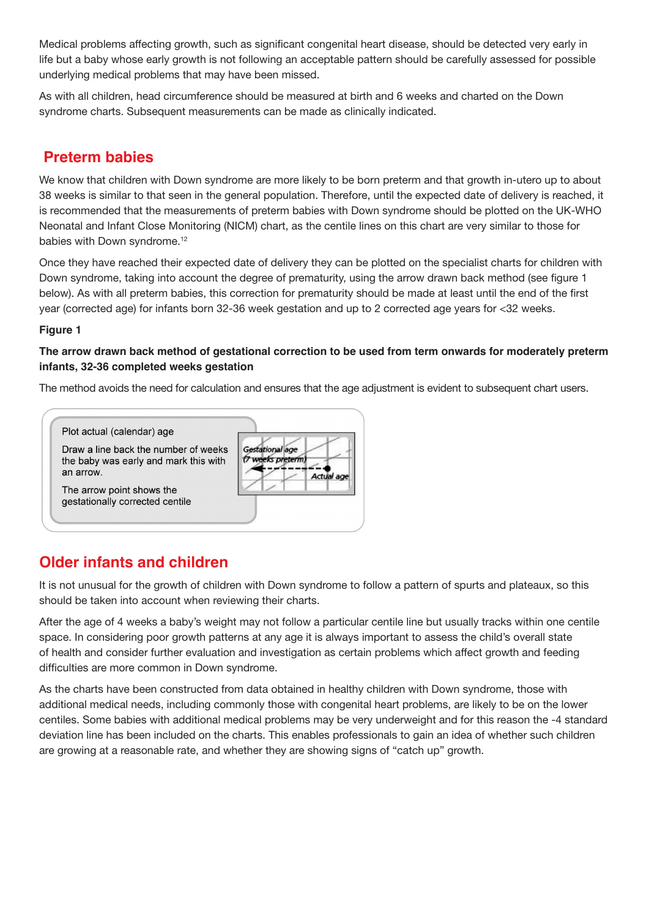Medical problems affecting growth, such as significant congenital heart disease, should be detected very early in life but a baby whose early growth is not following an acceptable pattern should be carefully assessed for possible underlying medical problems that may have been missed.

As with all children, head circumference should be measured at birth and 6 weeks and charted on the Down syndrome charts. Subsequent measurements can be made as clinically indicated.

## Preterm babies

We know that children with Down syndrome are more likely to be born preterm and that growth in-utero up to about 38 weeks is similar to that seen in the general population. Therefore, until the expected date of delivery is reached, it is recommended that the measurements of preterm babies with Down syndrome should be plotted on the UK-WHO Neonatal and Infant Close Monitoring (NICM) chart, as the centile lines on this chart are very similar to those for babies with Down syndrome.[12]

Once they have reached their expected date of delivery they can be plotted on the specialist charts for children with Down syndrome, taking into account the degree of prematurity, using the arrow drawn back method (see figure 1 below). As with all preterm babies, this correction for prematurity should be made at least until the end of the first year (corrected age) for infants born 32-36 week gestation and up to 2 corrected age years for <32 weeks.

**Figure 1**

**The arrow drawn back method of gestational correction to be used from term onwards for moderately preterm infants, 32-36 completed weeks gestation**

The method avoids the need for calculation and ensures that the age adjustment is evident to subsequent chart users.

Plot actual (calendar) age

Draw a line back the number of weeks the baby was early and mark this with an arrow.

The arrow point shows the gestationally corrected centile

Gestational age (7 weeks preterm)

Actual age

## Older infants and children

It is not unusual for the growth of children with Down syndrome to follow a pattern of spurts and plateaux, so this should be taken into account when reviewing their charts.

After the age of 4 weeks a baby's weight may not follow a particular centile line but usually tracks within one centile space. In considering poor growth patterns at any age it is always important to assess the child's overall state of health and consider further evaluation and investigation as certain problems which affect growth and feeding difficulties are more common in Down syndrome.

As the charts have been constructed from data obtained in healthy children with Down syndrome, those with additional medical needs, including commonly those with congenital heart problems, are likely to be on the lower centiles. Some babies with additional medical problems may be very underweight and for this reason the -4 standard deviation line has been included on the charts. This enables professionals to gain an idea of whether such children are growing at a reasonable rate, and whether they are showing signs of "catch up" growth.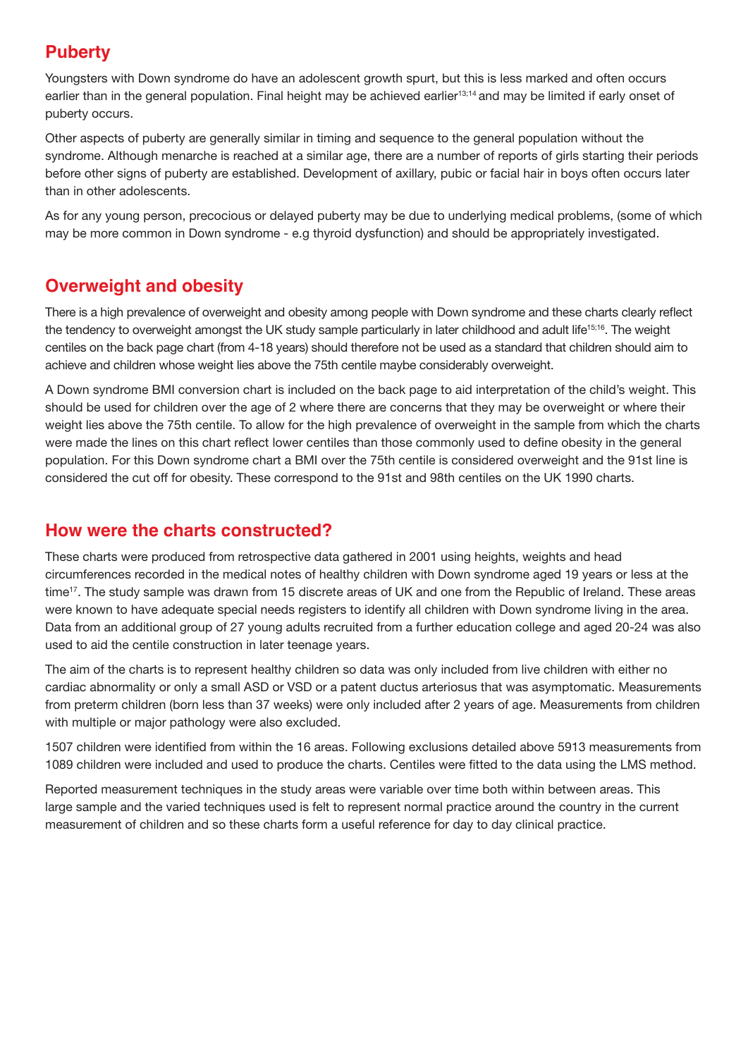## Puberty

Youngsters with Down syndrome do have an adolescent growth spurt, but this is less marked and often occurs earlier than in the general population. Final height may be achieved earlier[13;14] and may be limited if early onset of puberty occurs.

Other aspects of puberty are generally similar in timing and sequence to the general population without the syndrome. Although menarche is reached at a similar age, there are a number of reports of girls starting their periods before other signs of puberty are established. Development of axillary, pubic or facial hair in boys often occurs later than in other adolescents.

As for any young person, precocious or delayed puberty may be due to underlying medical problems, (some of which may be more common in Down syndrome - e.g thyroid dysfunction) and should be appropriately investigated.

## Overweight and obesity

There is a high prevalence of overweight and obesity among people with Down syndrome and these charts clearly reflect the tendency to overweight amongst the UK study sample particularly in later childhood and adult life[15;16]. The weight centiles on the back page chart (from 4-18 years) should therefore not be used as a standard that children should aim to achieve and children whose weight lies above the 75th centile maybe considerably overweight.

A Down syndrome BMI conversion chart is included on the back page to aid interpretation of the child's weight. This should be used for children over the age of 2 where there are concerns that they may be overweight or where their weight lies above the 75th centile. To allow for the high prevalence of overweight in the sample from which the charts were made the lines on this chart reflect lower centiles than those commonly used to define obesity in the general population. For this Down syndrome chart a BMI over the 75th centile is considered overweight and the 91st line is considered the cut off for obesity. These correspond to the 91st and 98th centiles on the UK 1990 charts.

## How were the charts constructed?

These charts were produced from retrospective data gathered in 2001 using heights, weights and head circumferences recorded in the medical notes of healthy children with Down syndrome aged 19 years or less at the time[17]. The study sample was drawn from 15 discrete areas of UK and one from the Republic of Ireland. These areas were known to have adequate special needs registers to identify all children with Down syndrome living in the area. Data from an additional group of 27 young adults recruited from a further education college and aged 20-24 was also used to aid the centile construction in later teenage years.

The aim of the charts is to represent healthy children so data was only included from live children with either no cardiac abnormality or only a small ASD or VSD or a patent ductus arteriosus that was asymptomatic. Measurements from preterm children (born less than 37 weeks) were only included after 2 years of age. Measurements from children with multiple or major pathology were also excluded.

1507 children were identified from within the 16 areas. Following exclusions detailed above 5913 measurements from 1089 children were included and used to produce the charts. Centiles were fitted to the data using the LMS method.

Reported measurement techniques in the study areas were variable over time both within between areas. This large sample and the varied techniques used is felt to represent normal practice around the country in the current measurement of children and so these charts form a useful reference for day to day clinical practice.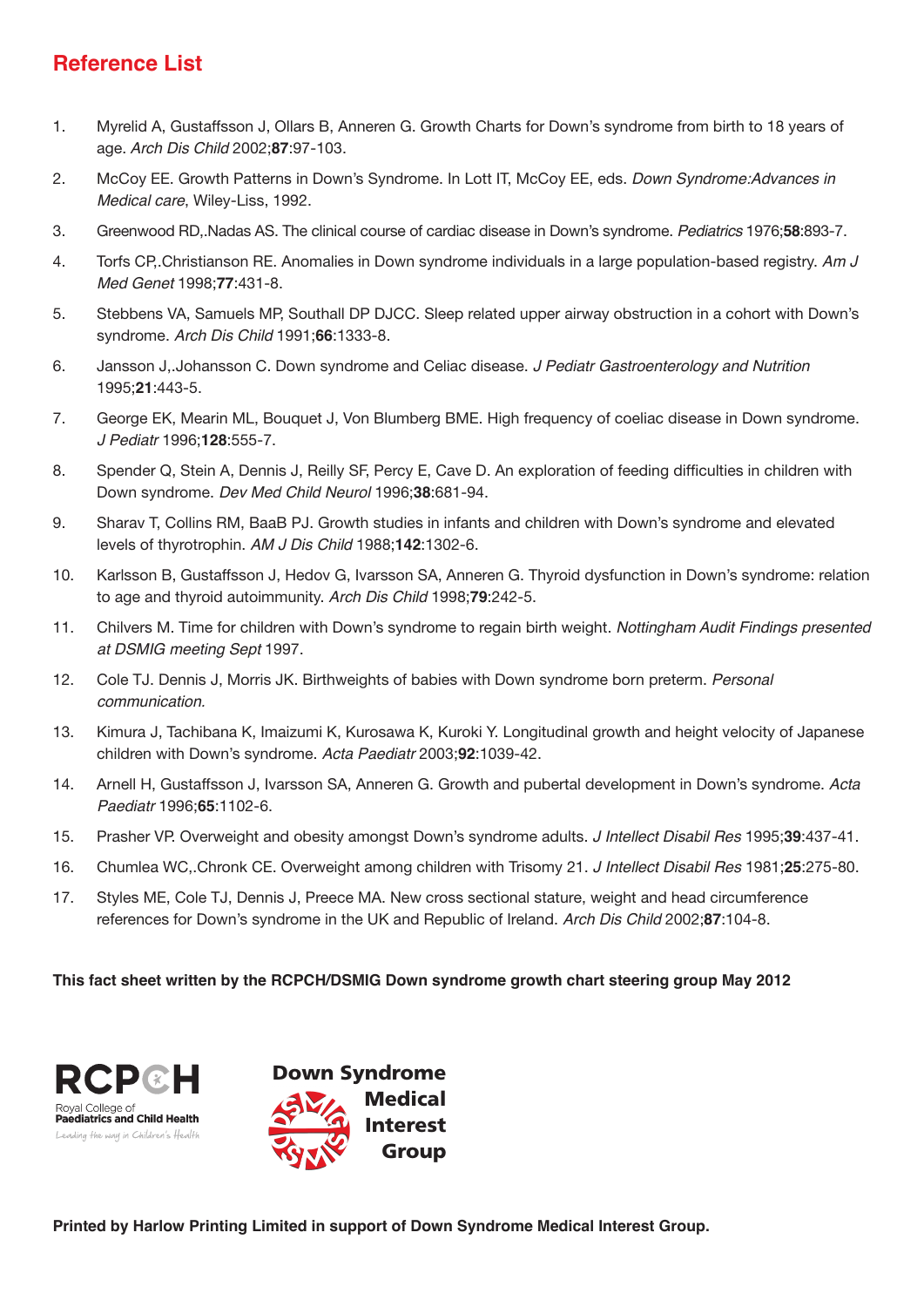# Reference List

1. Myrelid A, Gustaffsson J, Ollars B, Anneren G. Growth Charts for Down's syndrome from birth to 18 years of age. *Arch Dis Child* 2002;**87**:97-103.
2. McCoy EE. Growth Patterns in Down's Syndrome. In Lott IT, McCoy EE, eds. *Down Syndrome:Advances in Medical care*, Wiley-Liss, 1992.
3. Greenwood RD,.Nadas AS. The clinical course of cardiac disease in Down's syndrome. *Pediatrics* 1976;**58**:893-7.
4. Torfs CP,.Christianson RE. Anomalies in Down syndrome individuals in a large population-based registry. *Am J Med Genet* 1998;**77**:431-8.
5. Stebbens VA, Samuels MP, Southall DP DJCC. Sleep related upper airway obstruction in a cohort with Down's syndrome. *Arch Dis Child* 1991;**66**:1333-8.
6. Jansson J,.Johansson C. Down syndrome and Celiac disease. *J Pediatr Gastroenterology and Nutrition* 1995;**21**:443-5.
7. George EK, Mearin ML, Bouquet J, Von Blumberg BME. High frequency of coeliac disease in Down syndrome. *J Pediatr* 1996;**128**:555-7.
8. Spender Q, Stein A, Dennis J, Reilly SF, Percy E, Cave D. An exploration of feeding difficulties in children with Down syndrome. *Dev Med Child Neurol* 1996;**38**:681-94.
9. Sharav T, Collins RM, BaaB PJ. Growth studies in infants and children with Down's syndrome and elevated levels of thyrotrophin. *AM J Dis Child* 1988;**142**:1302-6.
10. Karlsson B, Gustaffsson J, Hedov G, Ivarsson SA, Anneren G. Thyroid dysfunction in Down's syndrome: relation to age and thyroid autoimmunity. *Arch Dis Child* 1998;**79**:242-5.
11. Chilvers M. Time for children with Down's syndrome to regain birth weight. *Nottingham Audit Findings presented at DSMIG meeting Sept* 1997.
12. Cole TJ. Dennis J, Morris JK. Birthweights of babies with Down syndrome born preterm. *Personal communication.*
13. Kimura J, Tachibana K, Imaizumi K, Kurosawa K, Kuroki Y. Longitudinal growth and height velocity of Japanese children with Down's syndrome. *Acta Paediatr* 2003;**92**:1039-42.
14. Arnell H, Gustaffsson J, Ivarsson SA, Anneren G. Growth and pubertal development in Down's syndrome. *Acta Paediatr* 1996;**65**:1102-6.
15. Prasher VP. Overweight and obesity amongst Down's syndrome adults. *J Intellect Disabil Res* 1995;**39**:437-41.
16. Chumlea WC,.Chronk CE. Overweight among children with Trisomy 21. *J Intellect Disabil Res* 1981;**25**:275-80.
17. Styles ME, Cole TJ, Dennis J, Preece MA. New cross sectional stature, weight and head circumference references for Down's syndrome in the UK and Republic of Ireland. *Arch Dis Child* 2002;**87**:104-8.

**This fact sheet written by the RCPCH/DSMIG Down syndrome growth chart steering group May 2012**

RCPCH
Royal College of Paediatrics and Child Health
Leading the way in Children's Health

Down Syndrome Medical Interest Group

**Printed by Harlow Printing Limited in support of Down Syndrome Medical Interest Group.**